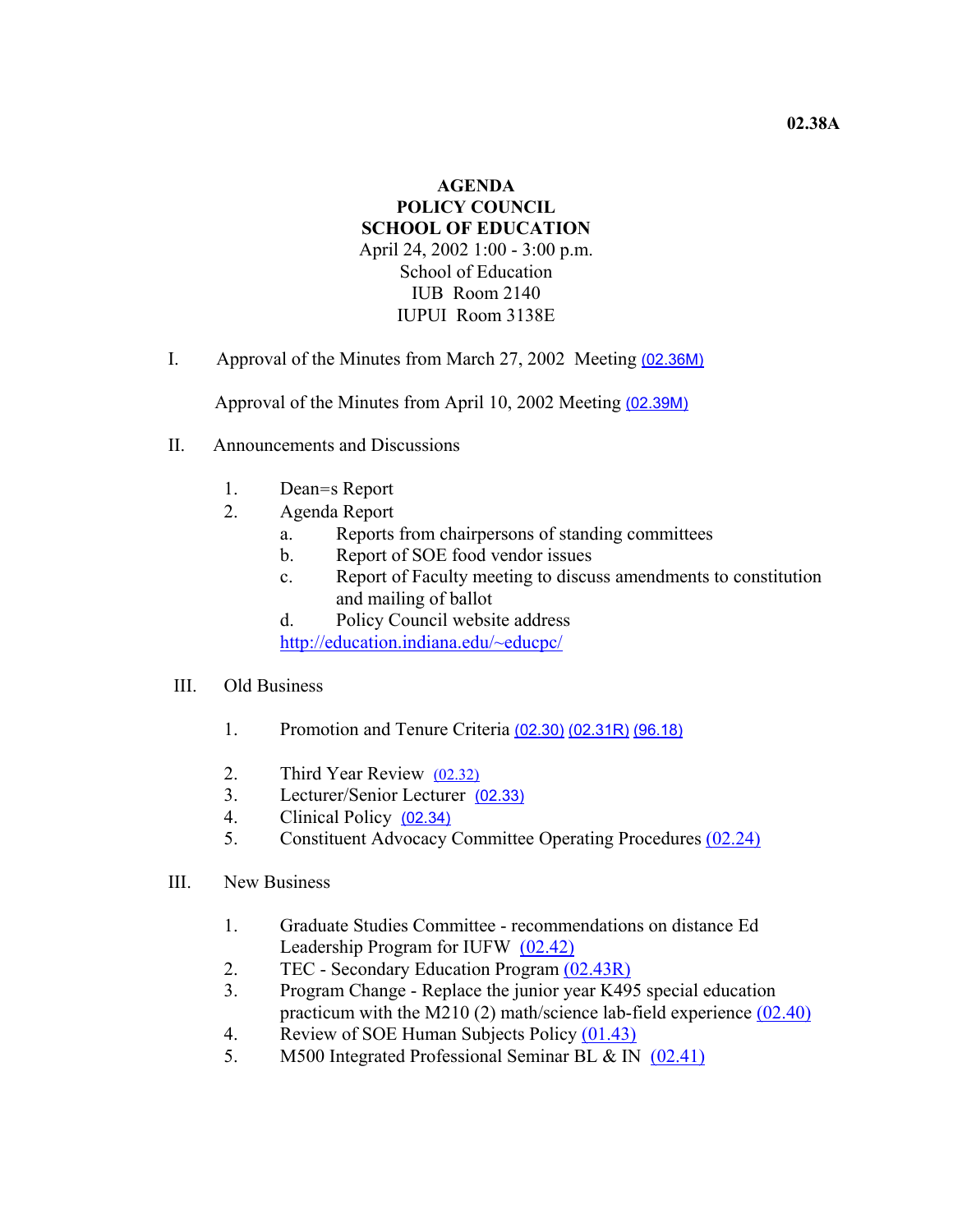**02.38A**

**AGENDA**
**POLICY COUNCIL**
**SCHOOL OF EDUCATION**
April 24, 2002 1:00 - 3:00 p.m.
School of Education
IUB Room 2140
IUPUI Room 3138E

I. Approval of the Minutes from March 27, 2002 Meeting (02.36M)

Approval of the Minutes from April 10, 2002 Meeting (02.39M)

II. Announcements and Discussions

1. Dean=s Report
2. Agenda Report
   a. Reports from chairpersons of standing committees
   b. Report of SOE food vendor issues
   c. Report of Faculty meeting to discuss amendments to constitution and mailing of ballot
   d. Policy Council website address
   http://education.indiana.edu/~educpc/

III. Old Business

1. Promotion and Tenure Criteria (02.30) (02.31R) (96.18)
2. Third Year Review (02.32)
3. Lecturer/Senior Lecturer (02.33)
4. Clinical Policy (02.34)
5. Constituent Advocacy Committee Operating Procedures (02.24)

III. New Business

1. Graduate Studies Committee - recommendations on distance Ed Leadership Program for IUFW (02.42)
2. TEC - Secondary Education Program (02.43R)
3. Program Change - Replace the junior year K495 special education practicum with the M210 (2) math/science lab-field experience (02.40)
4. Review of SOE Human Subjects Policy (01.43)
5. M500 Integrated Professional Seminar BL & IN (02.41)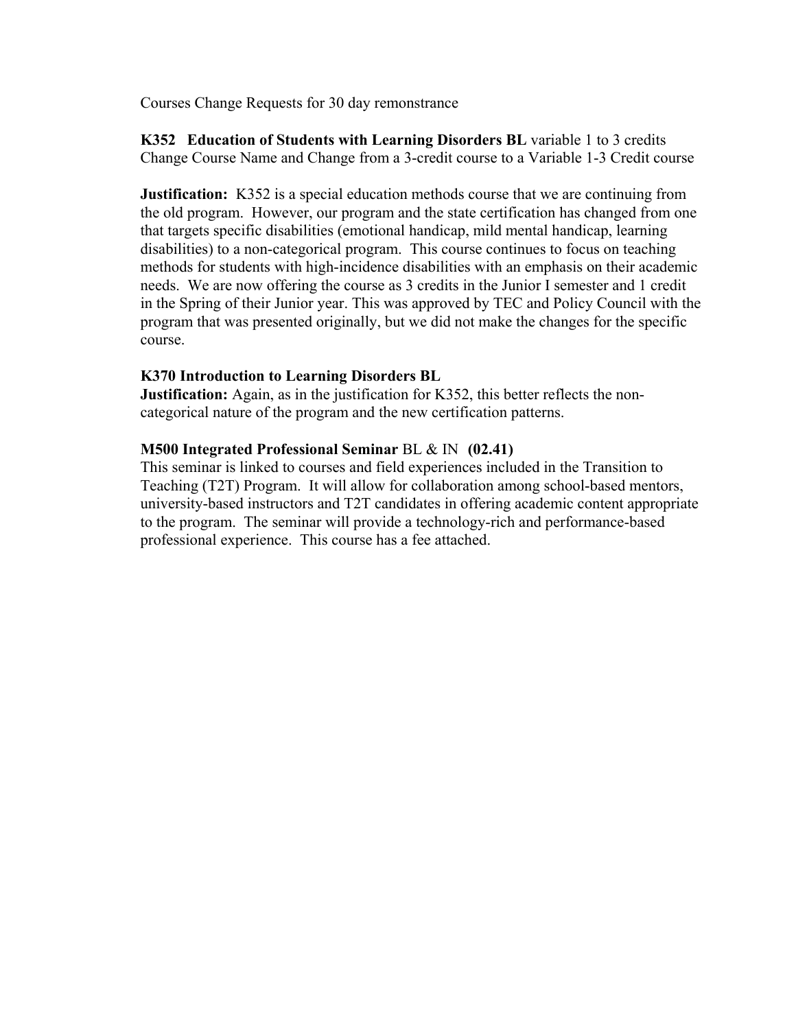Courses Change Requests for 30 day remonstrance

**K352 Education of Students with Learning Disorders BL** variable 1 to 3 credits
Change Course Name and Change from a 3-credit course to a Variable 1-3 Credit course

**Justification:** K352 is a special education methods course that we are continuing from the old program. However, our program and the state certification has changed from one that targets specific disabilities (emotional handicap, mild mental handicap, learning disabilities) to a non-categorical program. This course continues to focus on teaching methods for students with high-incidence disabilities with an emphasis on their academic needs. We are now offering the course as 3 credits in the Junior I semester and 1 credit in the Spring of their Junior year. This was approved by TEC and Policy Council with the program that was presented originally, but we did not make the changes for the specific course.

**K370 Introduction to Learning Disorders BL**
**Justification:** Again, as in the justification for K352, this better reflects the non-categorical nature of the program and the new certification patterns.

**M500 Integrated Professional Seminar** BL & IN **(02.41)**
This seminar is linked to courses and field experiences included in the Transition to Teaching (T2T) Program. It will allow for collaboration among school-based mentors, university-based instructors and T2T candidates in offering academic content appropriate to the program. The seminar will provide a technology-rich and performance-based professional experience. This course has a fee attached.